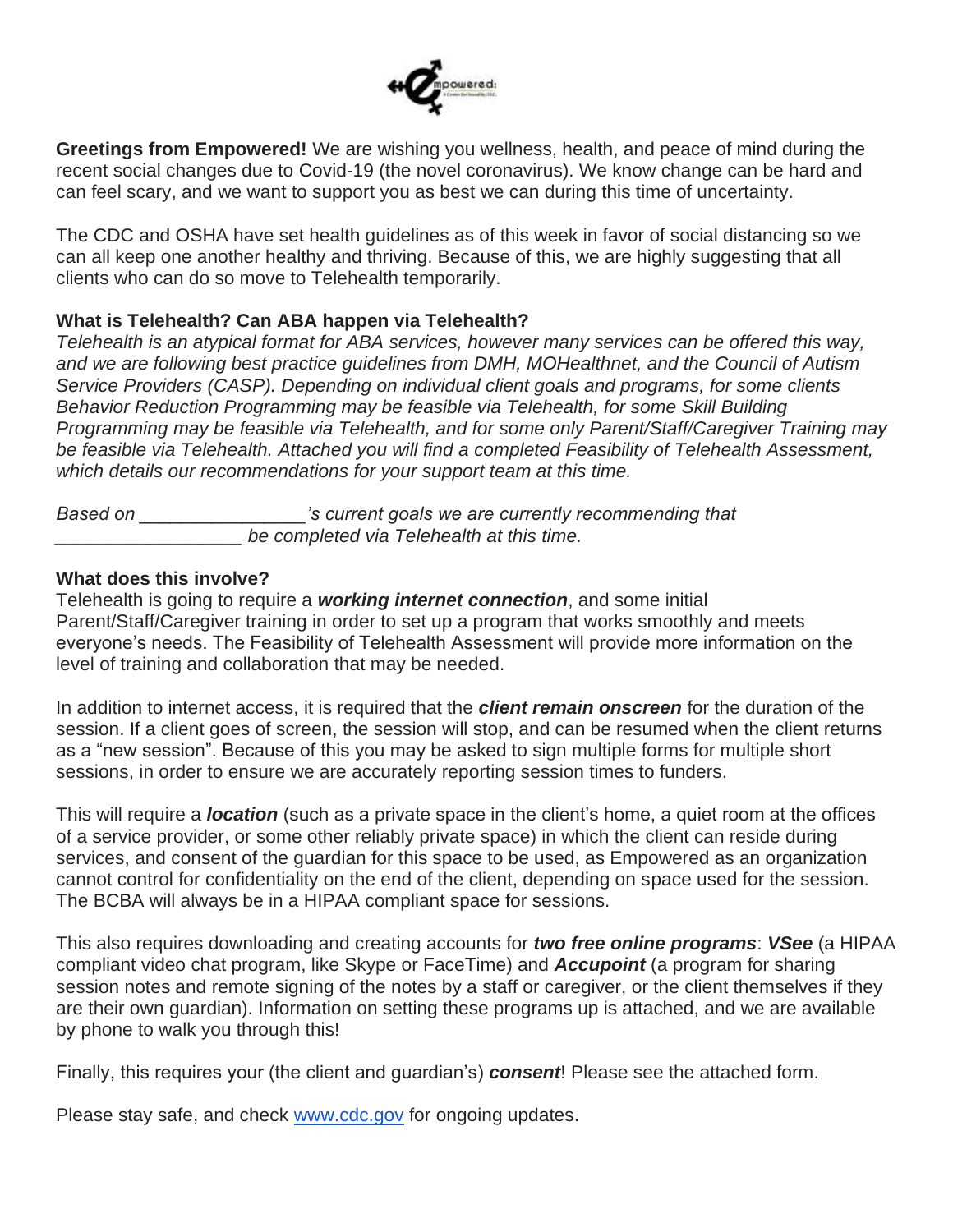**Greetings from Empowered!** We are wishing you wellness, health, and peace of mind during the recent social changes due to Covid-19 (the novel coronavirus). We know change can be hard and can feel scary, and we want to support you as best we can during this time of uncertainty.

The CDC and OSHA have set health guidelines as of this week in favor of social distancing so we can all keep one another healthy and thriving. Because of this, we are highly suggesting that all clients who can do so move to Telehealth temporarily.

**What is Telehealth? Can ABA happen via Telehealth?**

*Telehealth is an atypical format for ABA services, however many services can be offered this way, and we are following best practice guidelines from DMH, MOHealthnet, and the Council of Autism Service Providers (CASP). Depending on individual client goals and programs, for some clients Behavior Reduction Programming may be feasible via Telehealth, for some Skill Building Programming may be feasible via Telehealth, and for some only Parent/Staff/Caregiver Training may be feasible via Telehealth. Attached you will find a completed Feasibility of Telehealth Assessment, which details our recommendations for your support team at this time.*

*Based on ________________'s current goals we are currently recommending that ___________________ be completed via Telehealth at this time.*

**What does this involve?**

Telehealth is going to require a ***working internet connection***, and some initial Parent/Staff/Caregiver training in order to set up a program that works smoothly and meets everyone's needs. The Feasibility of Telehealth Assessment will provide more information on the level of training and collaboration that may be needed.

In addition to internet access, it is required that the ***client remain onscreen*** for the duration of the session. If a client goes of screen, the session will stop, and can be resumed when the client returns as a "new session". Because of this you may be asked to sign multiple forms for multiple short sessions, in order to ensure we are accurately reporting session times to funders.

This will require a ***location*** (such as a private space in the client's home, a quiet room at the offices of a service provider, or some other reliably private space) in which the client can reside during services, and consent of the guardian for this space to be used, as Empowered as an organization cannot control for confidentiality on the end of the client, depending on space used for the session. The BCBA will always be in a HIPAA compliant space for sessions.

This also requires downloading and creating accounts for ***two free online programs***: ***VSee*** (a HIPAA compliant video chat program, like Skype or FaceTime) and ***Accupoint*** (a program for sharing session notes and remote signing of the notes by a staff or caregiver, or the client themselves if they are their own guardian). Information on setting these programs up is attached, and we are available by phone to walk you through this!

Finally, this requires your (the client and guardian's) ***consent***! Please see the attached form.

Please stay safe, and check [www.cdc.gov](http://www.cdc.gov) for ongoing updates.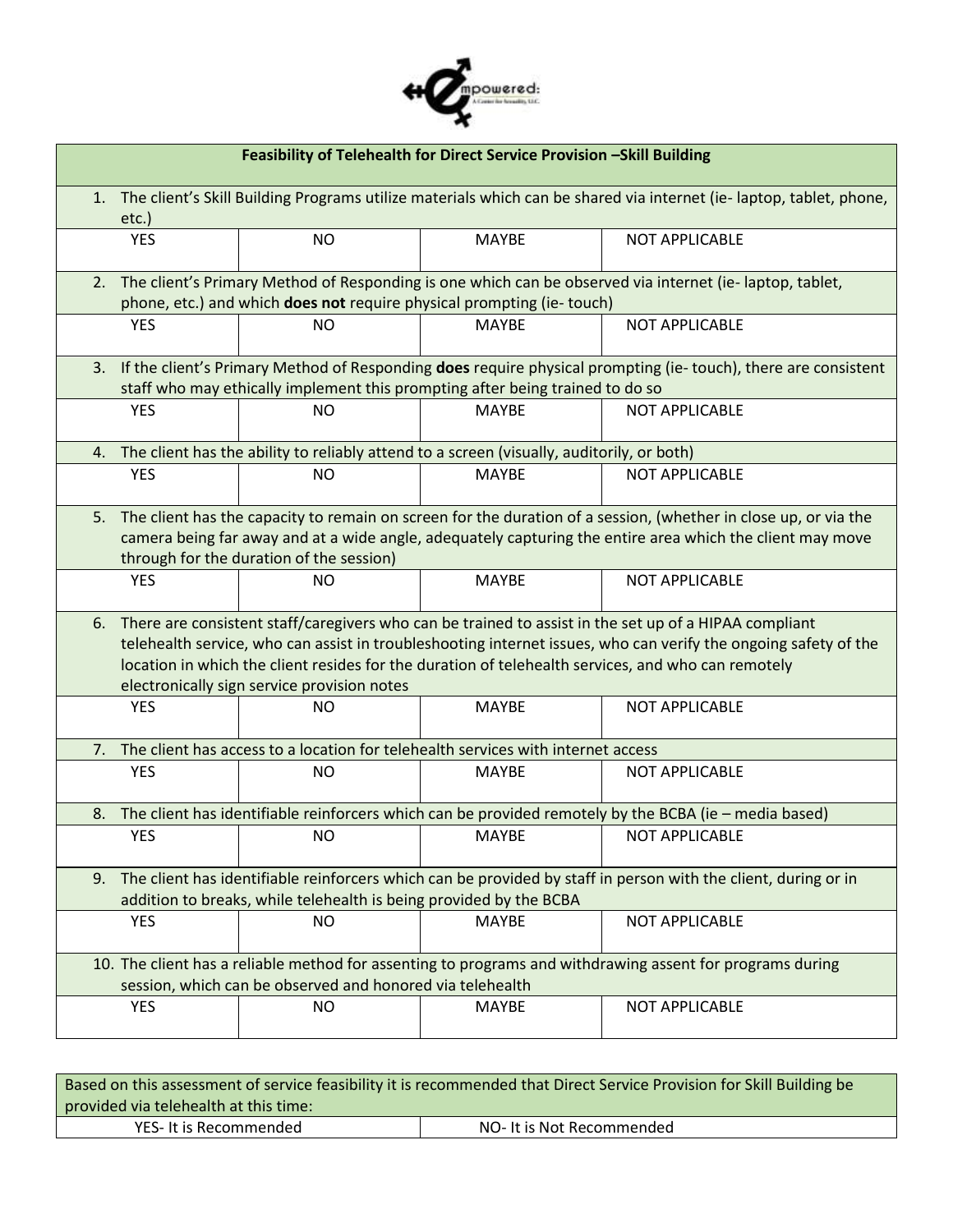**Feasibility of Telehealth for Direct Service Provision –Skill Building**

1. The client's Skill Building Programs utilize materials which can be shared via internet (ie- laptop, tablet, phone, etc.)

| YES | NO | MAYBE | NOT APPLICABLE |
|---|---|---|---|

2. The client's Primary Method of Responding is one which can be observed via internet (ie- laptop, tablet, phone, etc.) and which **does not** require physical prompting (ie- touch)

| YES | NO | MAYBE | NOT APPLICABLE |
|---|---|---|---|

3. If the client's Primary Method of Responding **does** require physical prompting (ie- touch), there are consistent staff who may ethically implement this prompting after being trained to do so

| YES | NO | MAYBE | NOT APPLICABLE |
|---|---|---|---|

4. The client has the ability to reliably attend to a screen (visually, auditorily, or both)

| YES | NO | MAYBE | NOT APPLICABLE |
|---|---|---|---|

5. The client has the capacity to remain on screen for the duration of a session, (whether in close up, or via the camera being far away and at a wide angle, adequately capturing the entire area which the client may move through for the duration of the session)

| YES | NO | MAYBE | NOT APPLICABLE |
|---|---|---|---|

6. There are consistent staff/caregivers who can be trained to assist in the set up of a HIPAA compliant telehealth service, who can assist in troubleshooting internet issues, who can verify the ongoing safety of the location in which the client resides for the duration of telehealth services, and who can remotely electronically sign service provision notes

| YES | NO | MAYBE | NOT APPLICABLE |
|---|---|---|---|

7. The client has access to a location for telehealth services with internet access

| YES | NO | MAYBE | NOT APPLICABLE |
|---|---|---|---|

8. The client has identifiable reinforcers which can be provided remotely by the BCBA (ie – media based)

| YES | NO | MAYBE | NOT APPLICABLE |
|---|---|---|---|

9. The client has identifiable reinforcers which can be provided by staff in person with the client, during or in addition to breaks, while telehealth is being provided by the BCBA

| YES | NO | MAYBE | NOT APPLICABLE |
|---|---|---|---|

10. The client has a reliable method for assenting to programs and withdrawing assent for programs during session, which can be observed and honored via telehealth

| YES | NO | MAYBE | NOT APPLICABLE |
|---|---|---|---|

Based on this assessment of service feasibility it is recommended that Direct Service Provision for Skill Building be provided via telehealth at this time:

| YES- It is Recommended | NO- It is Not Recommended |
|---|---|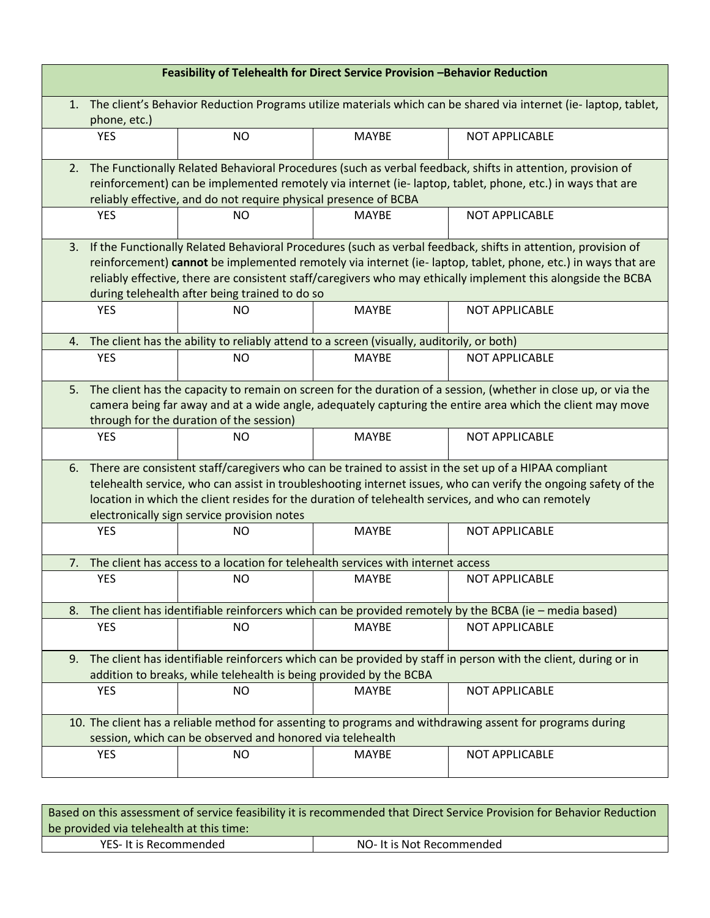| Feasibility of Telehealth for Direct Service Provision –Behavior Reduction | | | |
|---|---|---|---|
| 1. The client's Behavior Reduction Programs utilize materials which can be shared via internet (ie- laptop, tablet, phone, etc.) | | | |
| YES | NO | MAYBE | NOT APPLICABLE |
| 2. The Functionally Related Behavioral Procedures (such as verbal feedback, shifts in attention, provision of reinforcement) can be implemented remotely via internet (ie- laptop, tablet, phone, etc.) in ways that are reliably effective, and do not require physical presence of BCBA | | | |
| YES | NO | MAYBE | NOT APPLICABLE |
| 3. If the Functionally Related Behavioral Procedures (such as verbal feedback, shifts in attention, provision of reinforcement) **cannot** be implemented remotely via internet (ie- laptop, tablet, phone, etc.) in ways that are reliably effective, there are consistent staff/caregivers who may ethically implement this alongside the BCBA during telehealth after being trained to do so | | | |
| YES | NO | MAYBE | NOT APPLICABLE |
| 4. The client has the ability to reliably attend to a screen (visually, auditorily, or both) | | | |
| YES | NO | MAYBE | NOT APPLICABLE |
| 5. The client has the capacity to remain on screen for the duration of a session, (whether in close up, or via the camera being far away and at a wide angle, adequately capturing the entire area which the client may move through for the duration of the session) | | | |
| YES | NO | MAYBE | NOT APPLICABLE |
| 6. There are consistent staff/caregivers who can be trained to assist in the set up of a HIPAA compliant telehealth service, who can assist in troubleshooting internet issues, who can verify the ongoing safety of the location in which the client resides for the duration of telehealth services, and who can remotely electronically sign service provision notes | | | |
| YES | NO | MAYBE | NOT APPLICABLE |
| 7. The client has access to a location for telehealth services with internet access | | | |
| YES | NO | MAYBE | NOT APPLICABLE |
| 8. The client has identifiable reinforcers which can be provided remotely by the BCBA (ie – media based) | | | |
| YES | NO | MAYBE | NOT APPLICABLE |
| 9. The client has identifiable reinforcers which can be provided by staff in person with the client, during or in addition to breaks, while telehealth is being provided by the BCBA | | | |
| YES | NO | MAYBE | NOT APPLICABLE |
| 10. The client has a reliable method for assenting to programs and withdrawing assent for programs during session, which can be observed and honored via telehealth | | | |
| YES | NO | MAYBE | NOT APPLICABLE |

| Based on this assessment of service feasibility it is recommended that Direct Service Provision for Behavior Reduction be provided via telehealth at this time: | |
|---|---|
| YES- It is Recommended | NO- It is Not Recommended |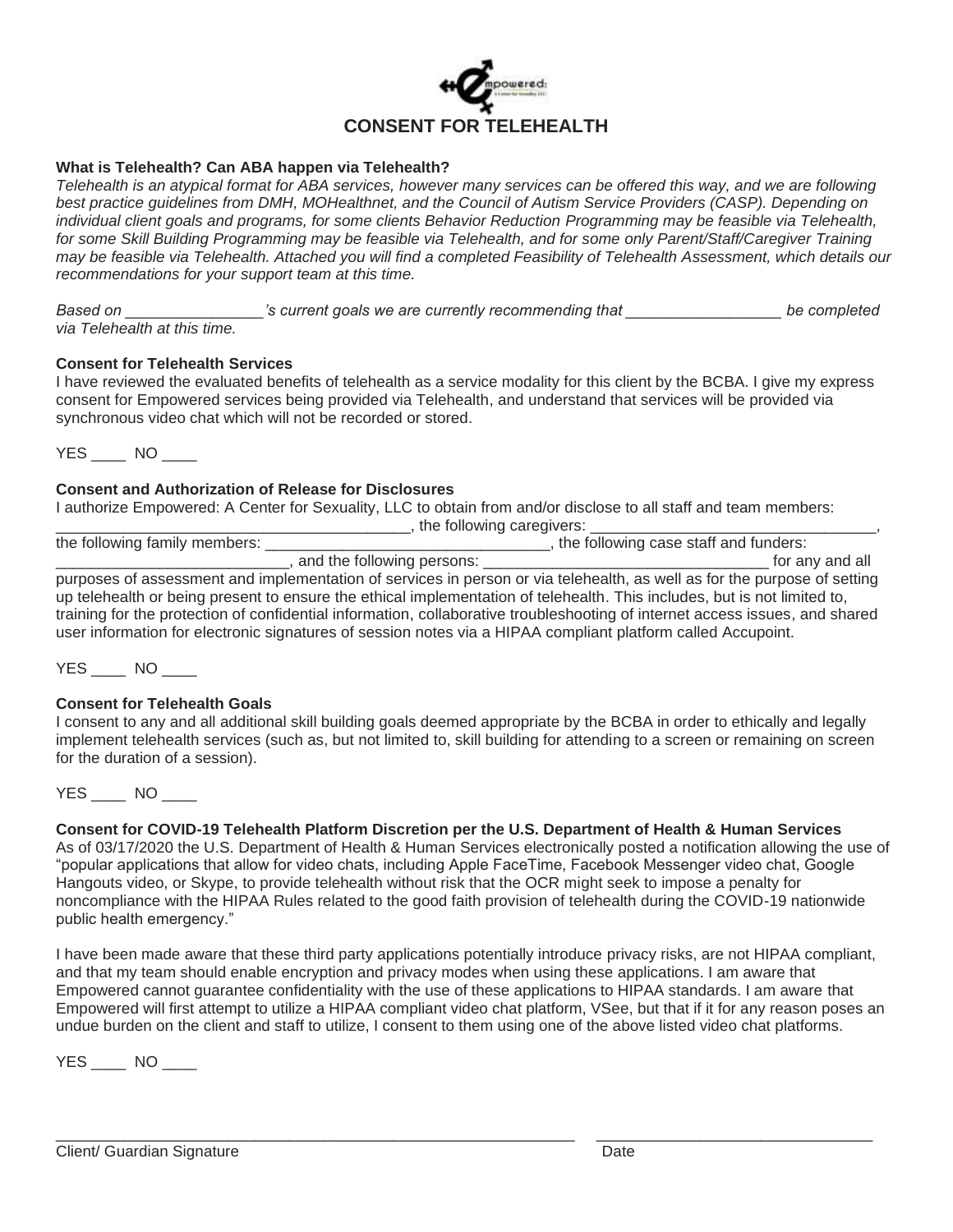# CONSENT FOR TELEHEALTH

**What is Telehealth? Can ABA happen via Telehealth?**

*Telehealth is an atypical format for ABA services, however many services can be offered this way, and we are following best practice guidelines from DMH, MOHealthnet, and the Council of Autism Service Providers (CASP). Depending on individual client goals and programs, for some clients Behavior Reduction Programming may be feasible via Telehealth, for some Skill Building Programming may be feasible via Telehealth, and for some only Parent/Staff/Caregiver Training may be feasible via Telehealth. Attached you will find a completed Feasibility of Telehealth Assessment, which details our recommendations for your support team at this time.*

*Based on \_\_\_\_\_\_\_\_\_\_\_\_\_\_\_\_'s current goals we are currently recommending that \_\_\_\_\_\_\_\_\_\_\_\_\_\_\_\_\_\_ be completed via Telehealth at this time.*

**Consent for Telehealth Services**

I have reviewed the evaluated benefits of telehealth as a service modality for this client by the BCBA. I give my express consent for Empowered services being provided via Telehealth, and understand that services will be provided via synchronous video chat which will not be recorded or stored.

YES \_\_\_\_ NO \_\_\_\_

**Consent and Authorization of Release for Disclosures**

I authorize Empowered: A Center for Sexuality, LLC to obtain from and/or disclose to all staff and team members: \_\_\_\_\_\_\_\_\_\_\_\_\_\_\_\_\_\_\_\_\_\_\_\_\_\_\_\_\_\_\_\_\_\_\_\_\_\_\_\_\_\_, the following caregivers: \_\_\_\_\_\_\_\_\_\_\_\_\_\_\_\_\_\_\_\_\_\_\_\_\_\_\_\_\_\_\_\_\_\_\_, the following family members: \_\_\_\_\_\_\_\_\_\_\_\_\_\_\_\_\_\_\_\_\_\_\_\_\_\_\_\_\_\_\_\_\_\_, the following case staff and funders: \_\_\_\_\_\_\_\_\_\_\_\_\_\_\_\_\_\_\_\_\_\_\_\_\_\_\_\_, and the following persons: \_\_\_\_\_\_\_\_\_\_\_\_\_\_\_\_\_\_\_\_\_\_\_\_\_\_\_\_\_\_\_\_\_\_ for any and all purposes of assessment and implementation of services in person or via telehealth, as well as for the purpose of setting up telehealth or being present to ensure the ethical implementation of telehealth. This includes, but is not limited to, training for the protection of confidential information, collaborative troubleshooting of internet access issues, and shared user information for electronic signatures of session notes via a HIPAA compliant platform called Accupoint.

YES \_\_\_\_ NO \_\_\_\_

**Consent for Telehealth Goals**

I consent to any and all additional skill building goals deemed appropriate by the BCBA in order to ethically and legally implement telehealth services (such as, but not limited to, skill building for attending to a screen or remaining on screen for the duration of a session).

YES \_\_\_\_ NO \_\_\_\_

**Consent for COVID-19 Telehealth Platform Discretion per the U.S. Department of Health & Human Services**

As of 03/17/2020 the U.S. Department of Health & Human Services electronically posted a notification allowing the use of "popular applications that allow for video chats, including Apple FaceTime, Facebook Messenger video chat, Google Hangouts video, or Skype, to provide telehealth without risk that the OCR might seek to impose a penalty for noncompliance with the HIPAA Rules related to the good faith provision of telehealth during the COVID-19 nationwide public health emergency."

I have been made aware that these third party applications potentially introduce privacy risks, are not HIPAA compliant, and that my team should enable encryption and privacy modes when using these applications. I am aware that Empowered cannot guarantee confidentiality with the use of these applications to HIPAA standards. I am aware that Empowered will first attempt to utilize a HIPAA compliant video chat platform, VSee, but that if it for any reason poses an undue burden on the client and staff to utilize, I consent to them using one of the above listed video chat platforms.

YES \_\_\_\_ NO \_\_\_\_

\_\_\_\_\_\_\_\_\_\_\_\_\_\_\_\_\_\_\_\_\_\_\_\_\_\_\_\_\_\_\_\_\_\_\_\_\_\_\_\_\_\_\_\_\_\_ \_\_\_\_\_\_\_\_\_\_\_\_\_\_\_\_\_\_\_\_\_\_\_\_\_\_\_\_

Client/ Guardian Signature Date